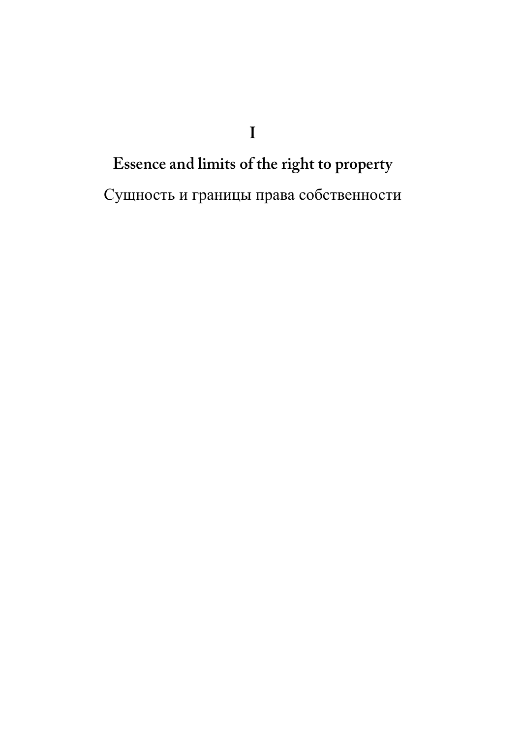# I

## Essence and limits of the right to property

Сущность и границы права собственности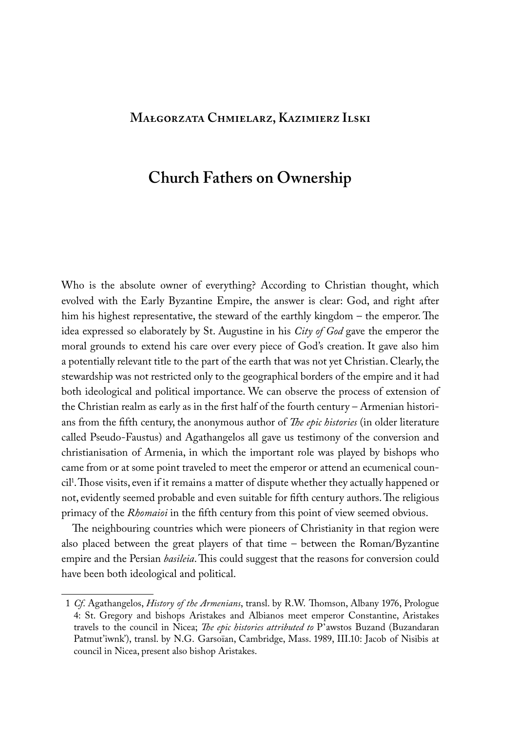**Małgorzata Chmielarz, Kazimierz Ilski**

# Church Fathers on Ownership

Who is the absolute owner of everything? According to Christian thought, which evolved with the Early Byzantine Empire, the answer is clear: God, and right after him his highest representative, the steward of the earthly kingdom – the emperor. The idea expressed so elaborately by St. Augustine in his *City of God* gave the emperor the moral grounds to extend his care over every piece of God's creation. It gave also him a potentially relevant title to the part of the earth that was not yet Christian. Clearly, the stewardship was not restricted only to the geographical borders of the empire and it had both ideological and political importance. We can observe the process of extension of the Christian realm as early as in the first half of the fourth century – Armenian historians from the fifth century, the anonymous author of *The epic histories* (in older literature called Pseudo-Faustus) and Agathangelos all gave us testimony of the conversion and christianisation of Armenia, in which the important role was played by bishops who came from or at some point traveled to meet the emperor or attend an ecumenical council[1]. Those visits, even if it remains a matter of dispute whether they actually happened or not, evidently seemed probable and even suitable for fifth century authors. The religious primacy of the *Rhomaioi* in the fifth century from this point of view seemed obvious.

The neighbouring countries which were pioneers of Christianity in that region were also placed between the great players of that time – between the Roman/Byzantine empire and the Persian *basileia*. This could suggest that the reasons for conversion could have been both ideological and political.

---

1 *Cf.* Agathangelos, *History of the Armenians*, transl. by R.W. Thomson, Albany 1976, Prologue 4: St. Gregory and bishops Aristakes and Albianos meet emperor Constantine, Aristakes travels to the council in Nicea; *The epic histories attributed to* P'awstos Buzand (Buzandaran Patmut'iwnk'), transl. by N.G. Garsoïan, Cambridge, Mass. 1989, III.10: Jacob of Nisibis at council in Nicea, present also bishop Aristakes.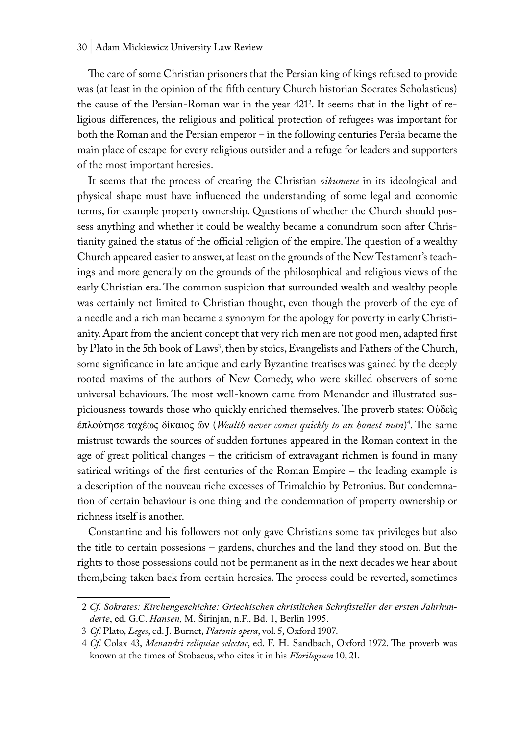The care of some Christian prisoners that the Persian king of kings refused to provide was (at least in the opinion of the fifth century Church historian Socrates Scholasticus) the cause of the Persian-Roman war in the year 421[2]. It seems that in the light of religious differences, the religious and political protection of refugees was important for both the Roman and the Persian emperor – in the following centuries Persia became the main place of escape for every religious outsider and a refuge for leaders and supporters of the most important heresies.

It seems that the process of creating the Christian *oikumene* in its ideological and physical shape must have influenced the understanding of some legal and economic terms, for example property ownership. Questions of whether the Church should possess anything and whether it could be wealthy became a conundrum soon after Christianity gained the status of the official religion of the empire. The question of a wealthy Church appeared easier to answer, at least on the grounds of the New Testament's teachings and more generally on the grounds of the philosophical and religious views of the early Christian era. The common suspicion that surrounded wealth and wealthy people was certainly not limited to Christian thought, even though the proverb of the eye of a needle and a rich man became a synonym for the apology for poverty in early Christianity. Apart from the ancient concept that very rich men are not good men, adapted first by Plato in the 5th book of Laws[3], then by stoics, Evangelists and Fathers of the Church, some significance in late antique and early Byzantine treatises was gained by the deeply rooted maxims of the authors of New Comedy, who were skilled observers of some universal behaviours. The most well-known came from Menander and illustrated suspiciousness towards those who quickly enriched themselves. The proverb states: Οὐδεὶς ἐπλούτησε ταχέως δίκαιος ὤν (*Wealth never comes quickly to an honest man*)[4]. The same mistrust towards the sources of sudden fortunes appeared in the Roman context in the age of great political changes – the criticism of extravagant richmen is found in many satirical writings of the first centuries of the Roman Empire – the leading example is a description of the nouveau riche excesses of Trimalchio by Petronius. But condemnation of certain behaviour is one thing and the condemnation of property ownership or richness itself is another.

Constantine and his followers not only gave Christians some tax privileges but also the title to certain possesions – gardens, churches and the land they stood on. But the rights to those possessions could not be permanent as in the next decades we hear about them,being taken back from certain heresies. The process could be reverted, sometimes

---

2 *Cf. Sokrates: Kirchengeschichte: Griechischen christlichen Schriftsteller der ersten Jahrhunderte*, ed. G.C. *Hansen,* M. Širinjan, n.F., Bd. 1, Berlin 1995.

3 *Cf.* Plato, *Leges*, ed. J. Burnet, *Platonis opera*, vol. 5, Oxford 1907.

4 *Cf.* Colax 43, *Menandri reliquiae selectae*, ed. F. H. Sandbach, Oxford 1972. The proverb was known at the times of Stobaeus, who cites it in his *Florilegium* 10, 21.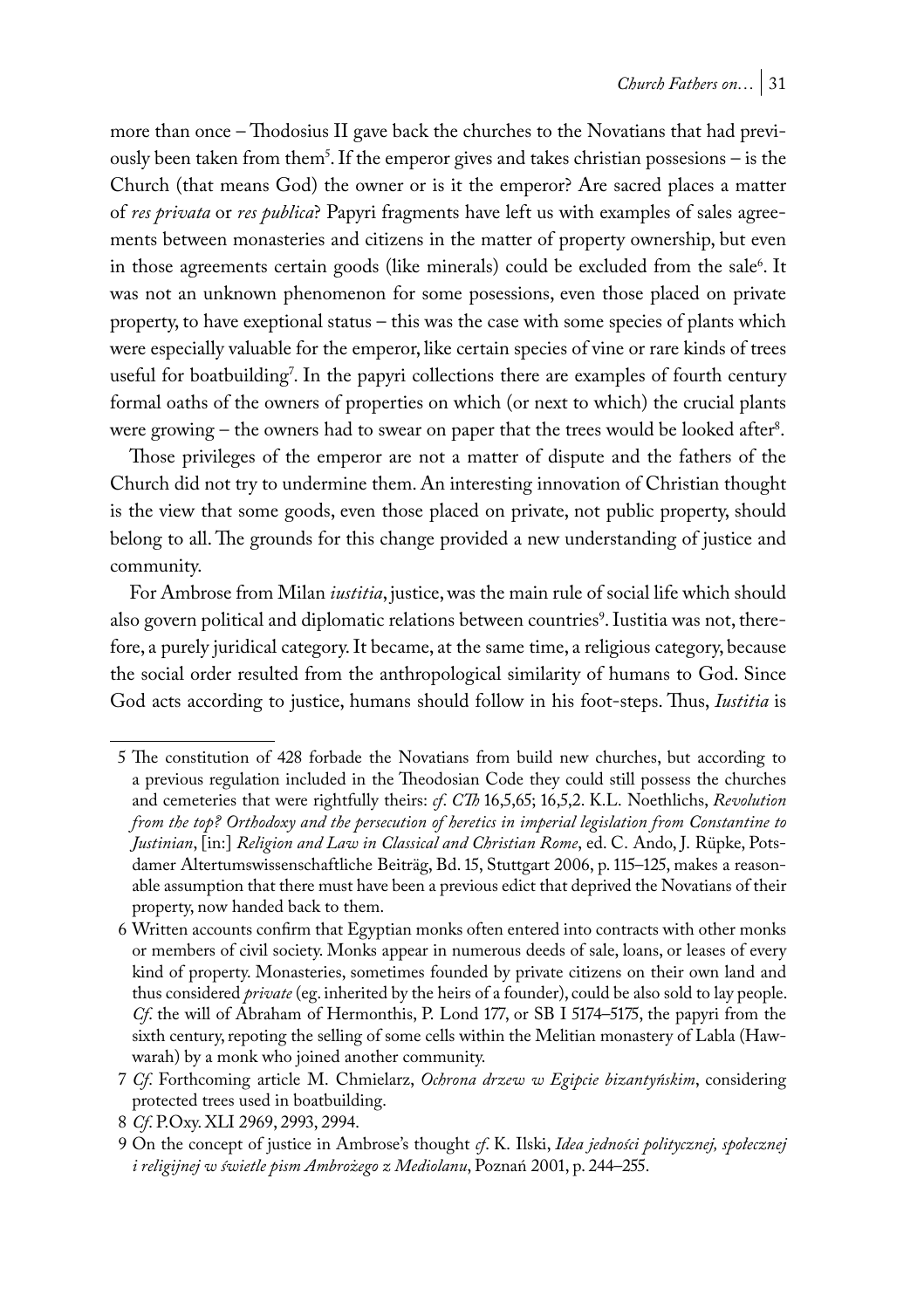more than once – Thodosius II gave back the churches to the Novatians that had previously been taken from them[5]. If the emperor gives and takes christian possesions – is the Church (that means God) the owner or is it the emperor? Are sacred places a matter of *res privata* or *res publica*? Papyri fragments have left us with examples of sales agreements between monasteries and citizens in the matter of property ownership, but even in those agreements certain goods (like minerals) could be excluded from the sale[6]. It was not an unknown phenomenon for some posessions, even those placed on private property, to have exeptional status – this was the case with some species of plants which were especially valuable for the emperor, like certain species of vine or rare kinds of trees useful for boatbuilding[7]. In the papyri collections there are examples of fourth century formal oaths of the owners of properties on which (or next to which) the crucial plants were growing – the owners had to swear on paper that the trees would be looked after[8].

Those privileges of the emperor are not a matter of dispute and the fathers of the Church did not try to undermine them. An interesting innovation of Christian thought is the view that some goods, even those placed on private, not public property, should belong to all. The grounds for this change provided a new understanding of justice and community.

For Ambrose from Milan *iustitia*, justice, was the main rule of social life which should also govern political and diplomatic relations between countries[9]. Iustitia was not, therefore, a purely juridical category. It became, at the same time, a religious category, because the social order resulted from the anthropological similarity of humans to God. Since God acts according to justice, humans should follow in his foot-steps. Thus, *Iustitia* is

---

5 The constitution of 428 forbade the Novatians from build new churches, but according to a previous regulation included in the Theodosian Code they could still possess the churches and cemeteries that were rightfully theirs: *cf. CTh* 16,5,65; 16,5,2. K.L. Noethlichs, *Revolution from the top? Orthodoxy and the persecution of heretics in imperial legislation from Constantine to Justinian*, [in:] *Religion and Law in Classical and Christian Rome*, ed. C. Ando, J. Rüpke, Potsdamer Altertumswissenschaftliche Beiträg, Bd. 15, Stuttgart 2006, p. 115–125, makes a reasonable assumption that there must have been a previous edict that deprived the Novatians of their property, now handed back to them.

6 Written accounts confirm that Egyptian monks often entered into contracts with other monks or members of civil society. Monks appear in numerous deeds of sale, loans, or leases of every kind of property. Monasteries, sometimes founded by private citizens on their own land and thus considered *private* (eg. inherited by the heirs of a founder), could be also sold to lay people. *Cf.* the will of Abraham of Hermonthis, P. Lond 177, or SB I 5174–5175, the papyri from the sixth century, repoting the selling of some cells within the Melitian monastery of Labla (Hawwarah) by a monk who joined another community.

7 *Cf.* Forthcoming article M. Chmielarz, *Ochrona drzew w Egipcie bizantyńskim*, considering protected trees used in boatbuilding.

8 *Cf.* P.Oxy. XLI 2969, 2993, 2994.

9 On the concept of justice in Ambrose's thought *cf.* K. Ilski, *Idea jedności politycznej, społecznej i religijnej w świetle pism Ambrożego z Mediolanu*, Poznań 2001, p. 244–255.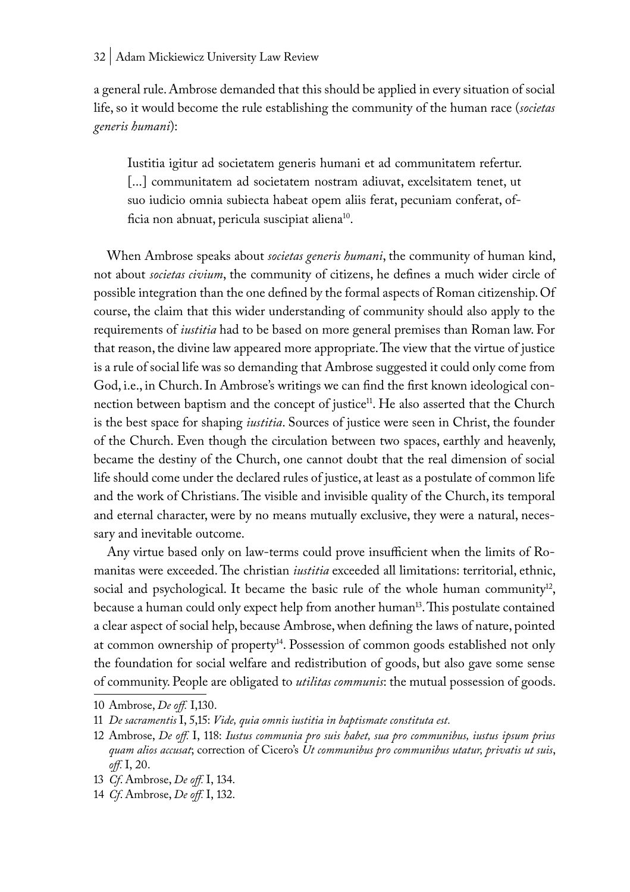a general rule. Ambrose demanded that this should be applied in every situation of social life, so it would become the rule establishing the community of the human race (*societas generis humani*):

> Iustitia igitur ad societatem generis humani et ad communitatem refertur. [...] communitatem ad societatem nostram adiuvat, excelsitatem tenet, ut suo iudicio omnia subiecta habeat opem aliis ferat, pecuniam conferat, officia non abnuat, pericula suscipiat aliena[10].

When Ambrose speaks about *societas generis humani*, the community of human kind, not about *societas civium*, the community of citizens, he defines a much wider circle of possible integration than the one defined by the formal aspects of Roman citizenship. Of course, the claim that this wider understanding of community should also apply to the requirements of *iustitia* had to be based on more general premises than Roman law. For that reason, the divine law appeared more appropriate. The view that the virtue of justice is a rule of social life was so demanding that Ambrose suggested it could only come from God, i.e., in Church. In Ambrose's writings we can find the first known ideological connection between baptism and the concept of justice[11]. He also asserted that the Church is the best space for shaping *iustitia*. Sources of justice were seen in Christ, the founder of the Church. Even though the circulation between two spaces, earthly and heavenly, became the destiny of the Church, one cannot doubt that the real dimension of social life should come under the declared rules of justice, at least as a postulate of common life and the work of Christians. The visible and invisible quality of the Church, its temporal and eternal character, were by no means mutually exclusive, they were a natural, necessary and inevitable outcome.

Any virtue based only on law-terms could prove insufficient when the limits of Romanitas were exceeded. The christian *iustitia* exceeded all limitations: territorial, ethnic, social and psychological. It became the basic rule of the whole human community[12], because a human could only expect help from another human[13]. This postulate contained a clear aspect of social help, because Ambrose, when defining the laws of nature, pointed at common ownership of property[14]. Possession of common goods established not only the foundation for social welfare and redistribution of goods, but also gave some sense of community. People are obligated to *utilitas communis*: the mutual possession of goods.

---

10 Ambrose, *De off.* I,130.

11 *De sacramentis* I, 5,15: *Vide, quia omnis iustitia in baptismate constituta est.*

12 Ambrose, *De off.* I, 118: *Iustus communia pro suis habet, sua pro communibus, iustus ipsum prius quam alios accusat*; correction of Cicero's *Ut communibus pro communibus utatur, privatis ut suis*, *off.* I, 20.

13 *Cf*. Ambrose, *De off.* I, 134.

14 *Cf*. Ambrose, *De off.* I, 132.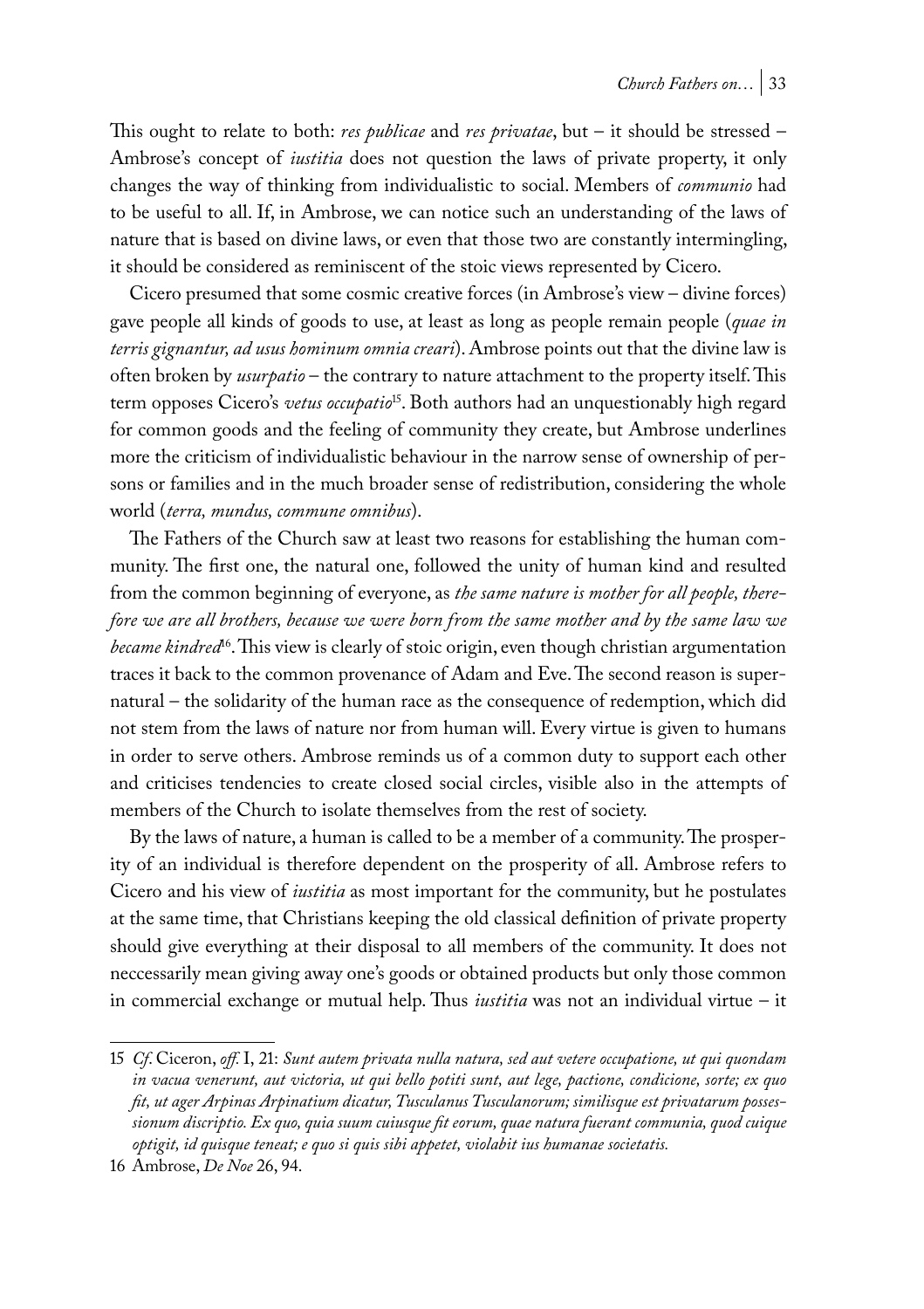This ought to relate to both: *res publicae* and *res privatae*, but – it should be stressed – Ambrose's concept of *iustitia* does not question the laws of private property, it only changes the way of thinking from individualistic to social. Members of *communio* had to be useful to all. If, in Ambrose, we can notice such an understanding of the laws of nature that is based on divine laws, or even that those two are constantly intermingling, it should be considered as reminiscent of the stoic views represented by Cicero.

Cicero presumed that some cosmic creative forces (in Ambrose's view – divine forces) gave people all kinds of goods to use, at least as long as people remain people (*quae in terris gignantur, ad usus hominum omnia creari*). Ambrose points out that the divine law is often broken by *usurpatio* – the contrary to nature attachment to the property itself. This term opposes Cicero's *vetus occupatio*[15]. Both authors had an unquestionably high regard for common goods and the feeling of community they create, but Ambrose underlines more the criticism of individualistic behaviour in the narrow sense of ownership of persons or families and in the much broader sense of redistribution, considering the whole world (*terra, mundus, commune omnibus*).

The Fathers of the Church saw at least two reasons for establishing the human community. The first one, the natural one, followed the unity of human kind and resulted from the common beginning of everyone, as *the same nature is mother for all people, therefore we are all brothers, because we were born from the same mother and by the same law we became kindred*[16]. This view is clearly of stoic origin, even though christian argumentation traces it back to the common provenance of Adam and Eve. The second reason is supernatural – the solidarity of the human race as the consequence of redemption, which did not stem from the laws of nature nor from human will. Every virtue is given to humans in order to serve others. Ambrose reminds us of a common duty to support each other and criticises tendencies to create closed social circles, visible also in the attempts of members of the Church to isolate themselves from the rest of society.

By the laws of nature, a human is called to be a member of a community. The prosperity of an individual is therefore dependent on the prosperity of all. Ambrose refers to Cicero and his view of *iustitia* as most important for the community, but he postulates at the same time, that Christians keeping the old classical definition of private property should give everything at their disposal to all members of the community. It does not neccessarily mean giving away one's goods or obtained products but only those common in commercial exchange or mutual help. Thus *iustitia* was not an individual virtue – it

---

15 *Cf.* Ciceron, *off.* I, 21: *Sunt autem privata nulla natura, sed aut vetere occupatione, ut qui quondam in vacua venerunt, aut victoria, ut qui bello potiti sunt, aut lege, pactione, condicione, sorte; ex quo fit, ut ager Arpinas Arpinatium dicatur, Tusculanus Tusculanorum; similisque est privatarum possessionum discriptio. Ex quo, quia suum cuiusque fit eorum, quae natura fuerant communia, quod cuique optigit, id quisque teneat; e quo si quis sibi appetet, violabit ius humanae societatis.*

16 Ambrose, *De Noe* 26, 94.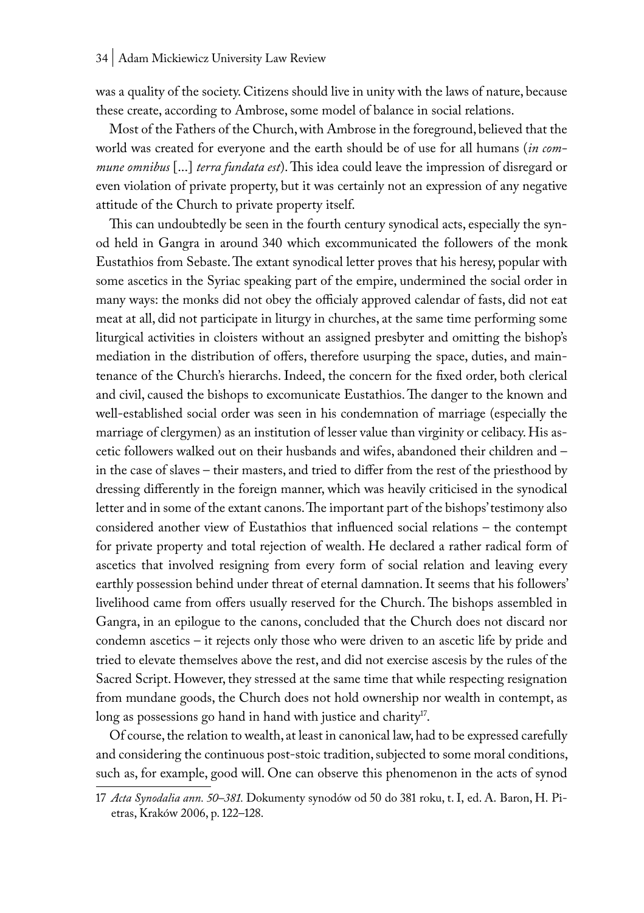was a quality of the society. Citizens should live in unity with the laws of nature, because these create, according to Ambrose, some model of balance in social relations.

Most of the Fathers of the Church, with Ambrose in the foreground, believed that the world was created for everyone and the earth should be of use for all humans (*in commune omnibus* [...] *terra fundata est*). This idea could leave the impression of disregard or even violation of private property, but it was certainly not an expression of any negative attitude of the Church to private property itself.

This can undoubtedly be seen in the fourth century synodical acts, especially the synod held in Gangra in around 340 which excommunicated the followers of the monk Eustathios from Sebaste. The extant synodical letter proves that his heresy, popular with some ascetics in the Syriac speaking part of the empire, undermined the social order in many ways: the monks did not obey the officialy approved calendar of fasts, did not eat meat at all, did not participate in liturgy in churches, at the same time performing some liturgical activities in cloisters without an assigned presbyter and omitting the bishop's mediation in the distribution of offers, therefore usurping the space, duties, and maintenance of the Church's hierarchs. Indeed, the concern for the fixed order, both clerical and civil, caused the bishops to excomunicate Eustathios. The danger to the known and well-established social order was seen in his condemnation of marriage (especially the marriage of clergymen) as an institution of lesser value than virginity or celibacy. His ascetic followers walked out on their husbands and wifes, abandoned their children and – in the case of slaves – their masters, and tried to differ from the rest of the priesthood by dressing differently in the foreign manner, which was heavily criticised in the synodical letter and in some of the extant canons. The important part of the bishops' testimony also considered another view of Eustathios that influenced social relations – the contempt for private property and total rejection of wealth. He declared a rather radical form of ascetics that involved resigning from every form of social relation and leaving every earthly possession behind under threat of eternal damnation. It seems that his followers' livelihood came from offers usually reserved for the Church. The bishops assembled in Gangra, in an epilogue to the canons, concluded that the Church does not discard nor condemn ascetics – it rejects only those who were driven to an ascetic life by pride and tried to elevate themselves above the rest, and did not exercise ascesis by the rules of the Sacred Script. However, they stressed at the same time that while respecting resignation from mundane goods, the Church does not hold ownership nor wealth in contempt, as long as possessions go hand in hand with justice and charity[17].

Of course, the relation to wealth, at least in canonical law, had to be expressed carefully and considering the continuous post-stoic tradition, subjected to some moral conditions, such as, for example, good will. One can observe this phenomenon in the acts of synod

17 *Acta Synodalia ann. 50–381.* Dokumenty synodów od 50 do 381 roku, t. I, ed. A. Baron, H. Pietras, Kraków 2006, p. 122–128.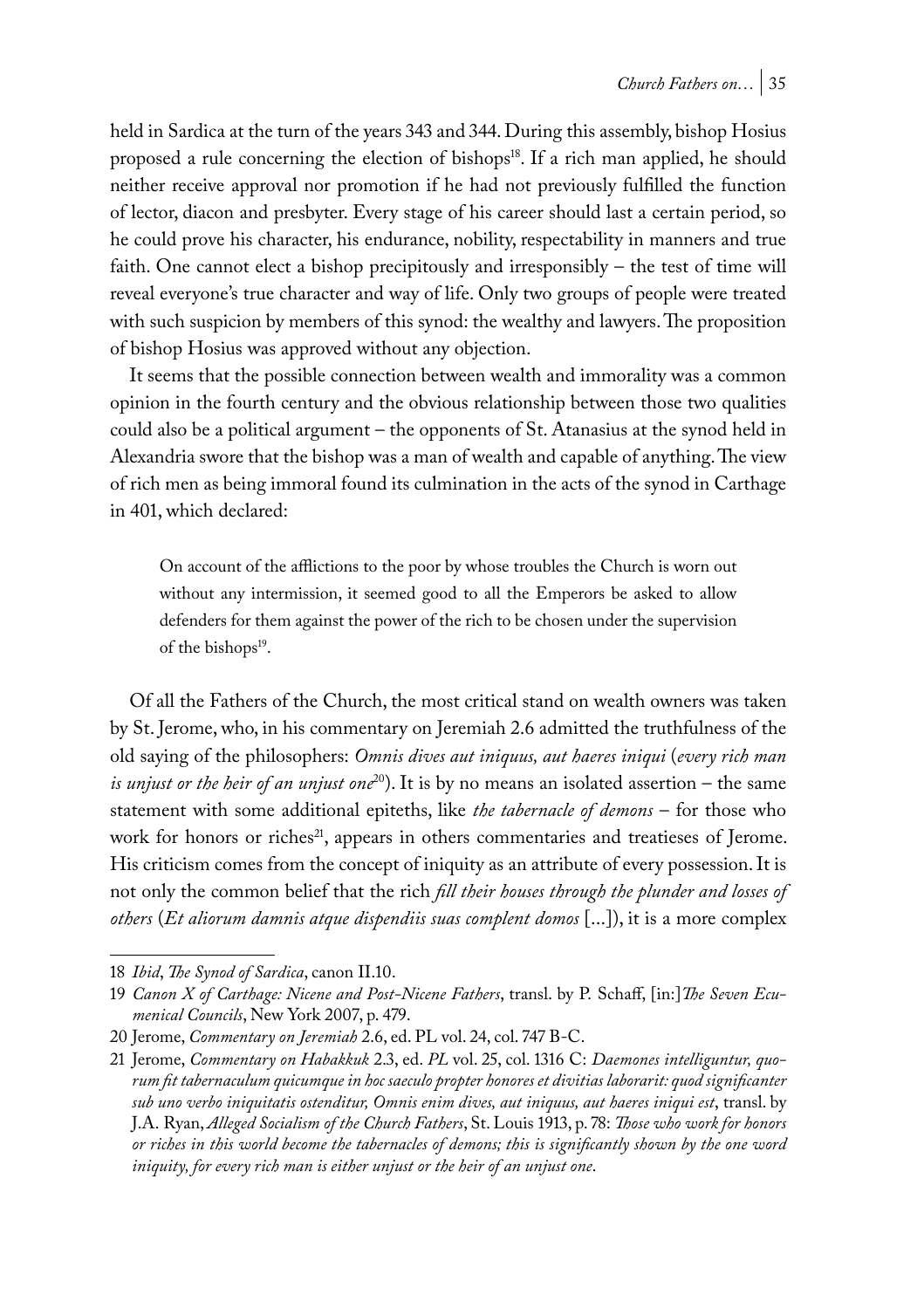held in Sardica at the turn of the years 343 and 344. During this assembly, bishop Hosius proposed a rule concerning the election of bishops[18]. If a rich man applied, he should neither receive approval nor promotion if he had not previously fulfilled the function of lector, diacon and presbyter. Every stage of his career should last a certain period, so he could prove his character, his endurance, nobility, respectability in manners and true faith. One cannot elect a bishop precipitously and irresponsibly – the test of time will reveal everyone's true character and way of life. Only two groups of people were treated with such suspicion by members of this synod: the wealthy and lawyers. The proposition of bishop Hosius was approved without any objection.

It seems that the possible connection between wealth and immorality was a common opinion in the fourth century and the obvious relationship between those two qualities could also be a political argument – the opponents of St. Atanasius at the synod held in Alexandria swore that the bishop was a man of wealth and capable of anything. The view of rich men as being immoral found its culmination in the acts of the synod in Carthage in 401, which declared:

> On account of the afflictions to the poor by whose troubles the Church is worn out without any intermission, it seemed good to all the Emperors be asked to allow defenders for them against the power of the rich to be chosen under the supervision of the bishops[19].

Of all the Fathers of the Church, the most critical stand on wealth owners was taken by St. Jerome, who, in his commentary on Jeremiah 2.6 admitted the truthfulness of the old saying of the philosophers: *Omnis dives aut iniquus, aut haeres iniqui* (*every rich man is unjust or the heir of an unjust one*[20]). It is by no means an isolated assertion – the same statement with some additional epiteths, like *the tabernacle of demons* – for those who work for honors or riches[21], appears in others commentaries and treatieses of Jerome. His criticism comes from the concept of iniquity as an attribute of every possession. It is not only the common belief that the rich *fill their houses through the plunder and losses of others* (*Et aliorum damnis atque dispendiis suas complent domos* [...]), it is a more complex

---

18 *Ibid*, *The Synod of Sardica*, canon II.10.

19 *Canon X of Carthage: Nicene and Post-Nicene Fathers*, transl. by P. Schaff, [in:]*The Seven Ecumenical Councils*, New York 2007, p. 479.

20 Jerome, *Commentary on Jeremiah* 2.6, ed. PL vol. 24, col. 747 B-C.

21 Jerome, *Commentary on Habakkuk* 2.3, ed. *PL* vol. 25, col. 1316 C: *Daemones intelliguntur, quorum fit tabernaculum quicumque in hoc saeculo propter honores et divitias laborarit: quod significanter sub uno verbo iniquitatis ostenditur, Omnis enim dives, aut iniquus, aut haeres iniqui est*, transl. by J.A. Ryan, *Alleged Socialism of the Church Fathers*, St. Louis 1913, p. 78: *Those who work for honors or riches in this world become the tabernacles of demons; this is significantly shown by the one word iniquity, for every rich man is either unjust or the heir of an unjust one*.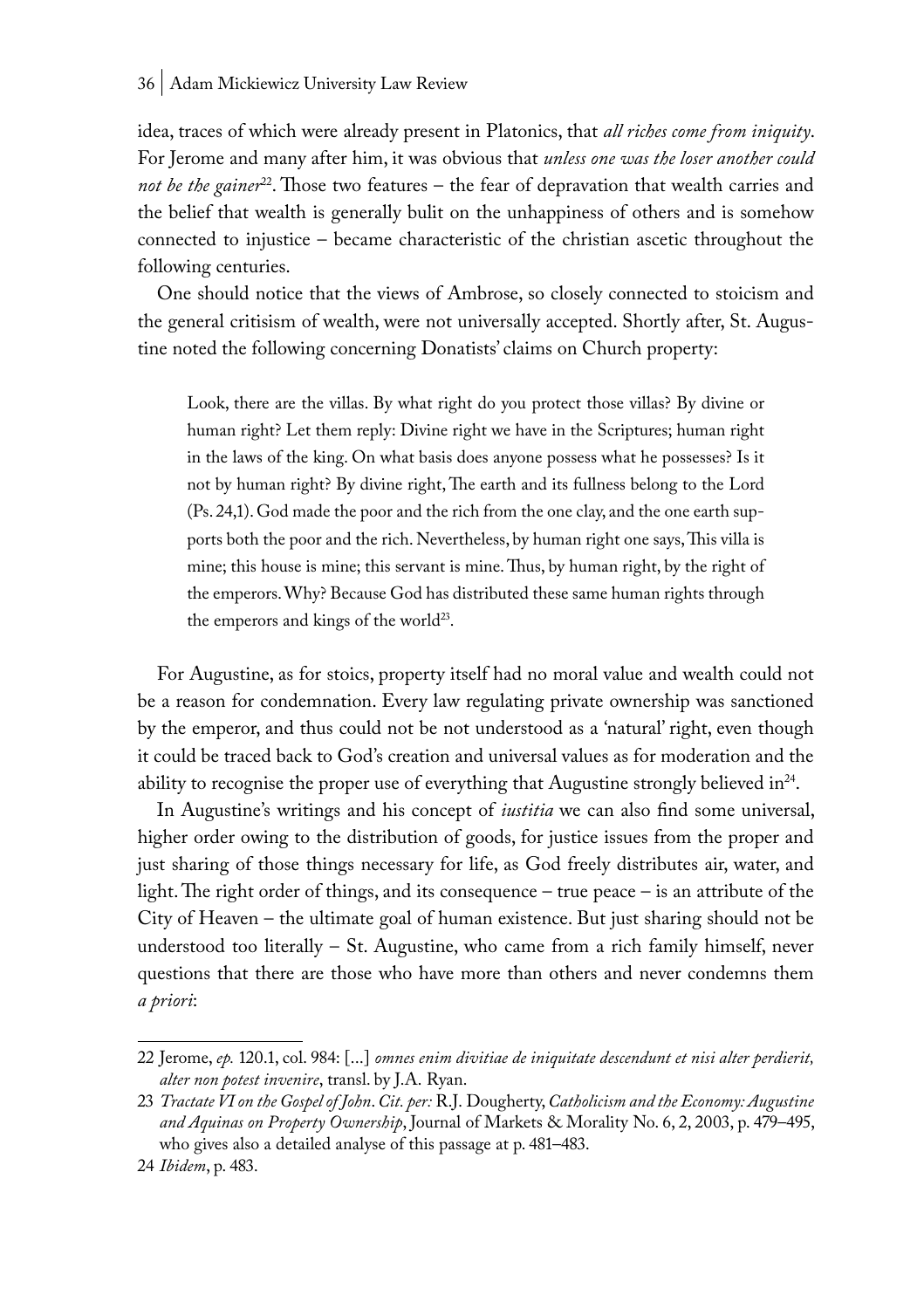idea, traces of which were already present in Platonics, that *all riches come from iniquity*. For Jerome and many after him, it was obvious that *unless one was the loser another could not be the gainer*[22]. Those two features – the fear of depravation that wealth carries and the belief that wealth is generally bulit on the unhappiness of others and is somehow connected to injustice – became characteristic of the christian ascetic throughout the following centuries.

One should notice that the views of Ambrose, so closely connected to stoicism and the general critisism of wealth, were not universally accepted. Shortly after, St. Augustine noted the following concerning Donatists' claims on Church property:

> Look, there are the villas. By what right do you protect those villas? By divine or human right? Let them reply: Divine right we have in the Scriptures; human right in the laws of the king. On what basis does anyone possess what he possesses? Is it not by human right? By divine right, The earth and its fullness belong to the Lord (Ps. 24,1). God made the poor and the rich from the one clay, and the one earth supports both the poor and the rich. Nevertheless, by human right one says, This villa is mine; this house is mine; this servant is mine. Thus, by human right, by the right of the emperors. Why? Because God has distributed these same human rights through the emperors and kings of the world[23].

For Augustine, as for stoics, property itself had no moral value and wealth could not be a reason for condemnation. Every law regulating private ownership was sanctioned by the emperor, and thus could not be not understood as a 'natural' right, even though it could be traced back to God's creation and universal values as for moderation and the ability to recognise the proper use of everything that Augustine strongly believed in[24].

In Augustine's writings and his concept of *iustitia* we can also find some universal, higher order owing to the distribution of goods, for justice issues from the proper and just sharing of those things necessary for life, as God freely distributes air, water, and light. The right order of things, and its consequence – true peace – is an attribute of the City of Heaven – the ultimate goal of human existence. But just sharing should not be understood too literally – St. Augustine, who came from a rich family himself, never questions that there are those who have more than others and never condemns them *a priori*:

---

22 Jerome, *ep.* 120.1, col. 984: [...] *omnes enim divitiae de iniquitate descendunt et nisi alter perdierit, alter non potest invenire*, transl. by J.A. Ryan.

23 *Tractate VI on the Gospel of John*. *Cit. per:* R.J. Dougherty, *Catholicism and the Economy: Augustine and Aquinas on Property Ownership*, Journal of Markets & Morality No. 6, 2, 2003, p. 479–495, who gives also a detailed analyse of this passage at p. 481–483.

24 *Ibidem*, p. 483.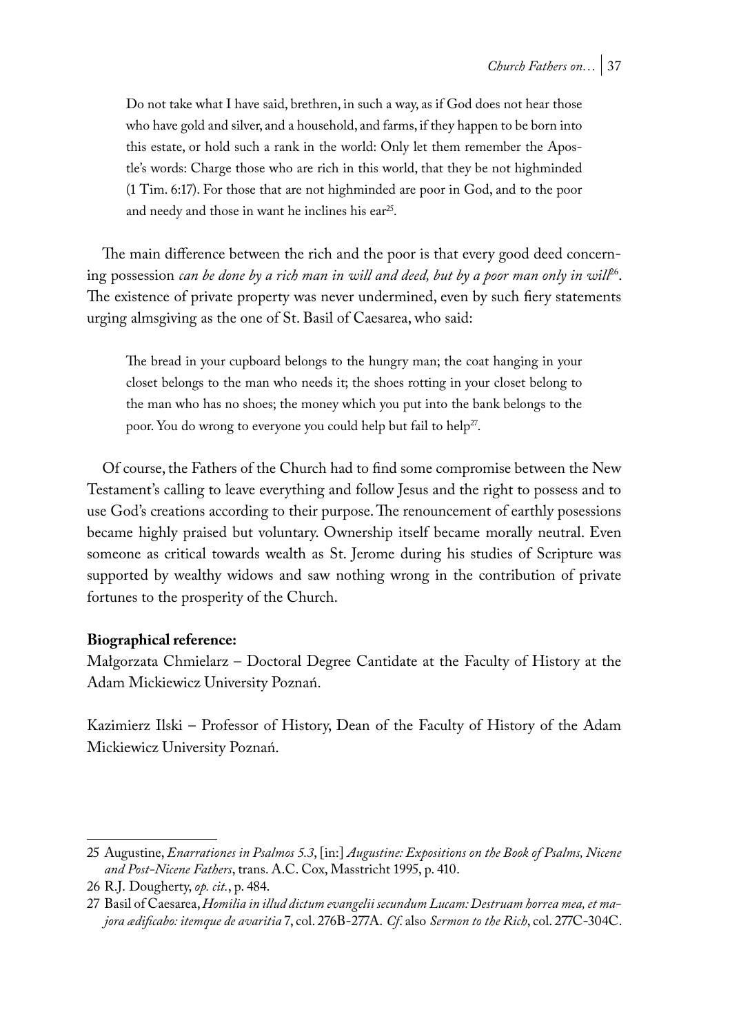> Do not take what I have said, brethren, in such a way, as if God does not hear those who have gold and silver, and a household, and farms, if they happen to be born into this estate, or hold such a rank in the world: Only let them remember the Apostle's words: Charge those who are rich in this world, that they be not highminded (1 Tim. 6:17). For those that are not highminded are poor in God, and to the poor and needy and those in want he inclines his ear[25].

The main difference between the rich and the poor is that every good deed concerning possession *can be done by a rich man in will and deed, but by a poor man only in will*[26]. The existence of private property was never undermined, even by such fiery statements urging almsgiving as the one of St. Basil of Caesarea, who said:

> The bread in your cupboard belongs to the hungry man; the coat hanging in your closet belongs to the man who needs it; the shoes rotting in your closet belong to the man who has no shoes; the money which you put into the bank belongs to the poor. You do wrong to everyone you could help but fail to help[27].

Of course, the Fathers of the Church had to find some compromise between the New Testament's calling to leave everything and follow Jesus and the right to possess and to use God's creations according to their purpose. The renouncement of earthly posessions became highly praised but voluntary. Ownership itself became morally neutral. Even someone as critical towards wealth as St. Jerome during his studies of Scripture was supported by wealthy widows and saw nothing wrong in the contribution of private fortunes to the prosperity of the Church.

**Biographical reference:**

Małgorzata Chmielarz – Doctoral Degree Cantidate at the Faculty of History at the Adam Mickiewicz University Poznań.

Kazimierz Ilski – Professor of History, Dean of the Faculty of History of the Adam Mickiewicz University Poznań.

---

25 Augustine, *Enarrationes in Psalmos 5.3*, [in:] *Augustine: Expositions on the Book of Psalms, Nicene and Post-Nicene Fathers*, trans. A.C. Cox, Masstricht 1995, p. 410.

26 R.J. Dougherty, *op. cit.*, p. 484.

27 Basil of Caesarea, *Homilia in illud dictum evangelii secundum Lucam: Destruam horrea mea, et majora ædificabo: itemque de avaritia* 7, col. 276B-277A. *Cf.* also *Sermon to the Rich*, col. 277C-304C.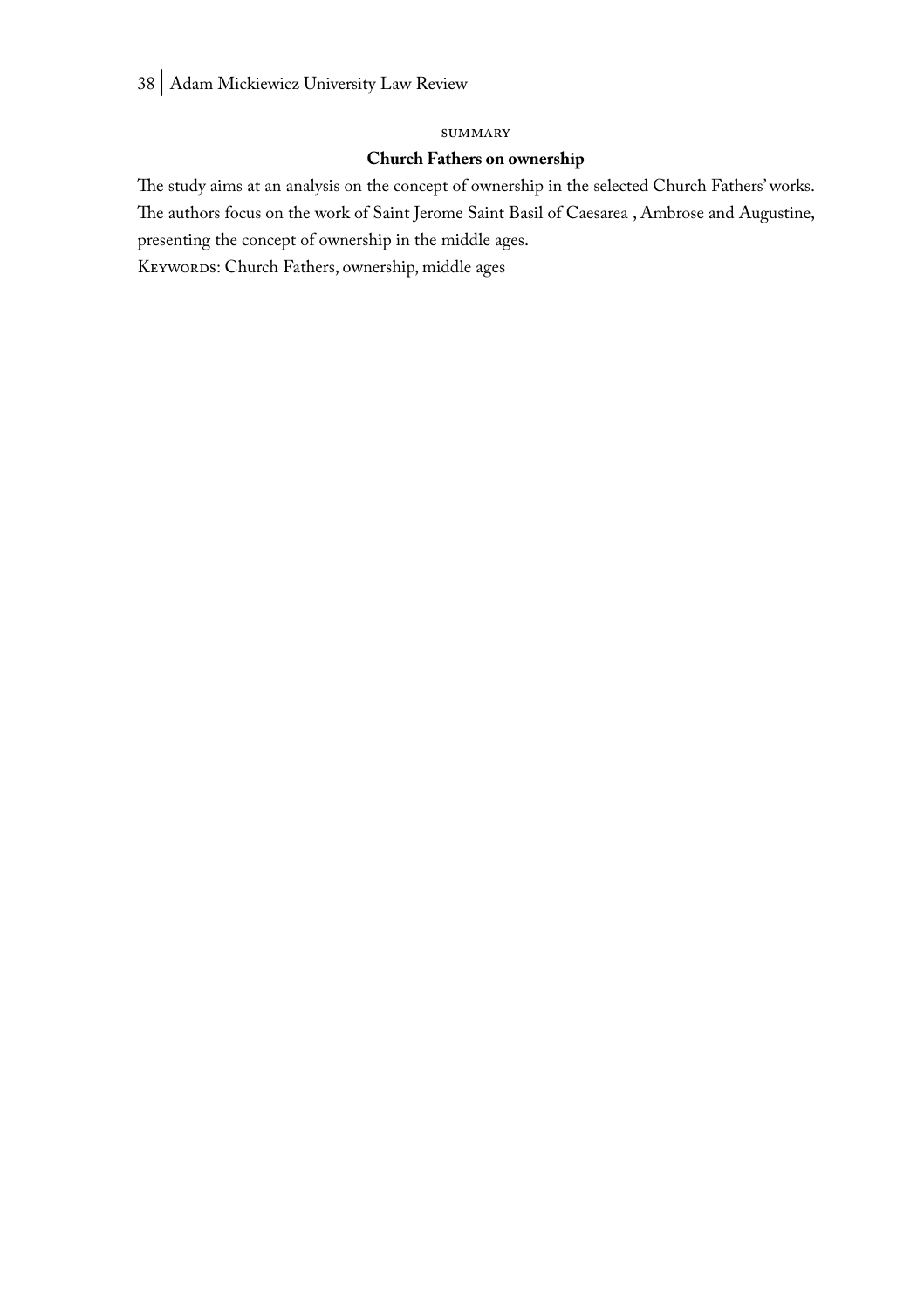SUMMARY

## Church Fathers on ownership

The study aims at an analysis on the concept of ownership in the selected Church Fathers' works. The authors focus on the work of Saint Jerome Saint Basil of Caesarea , Ambrose and Augustine, presenting the concept of ownership in the middle ages.

KEYWORDS: Church Fathers, ownership, middle ages